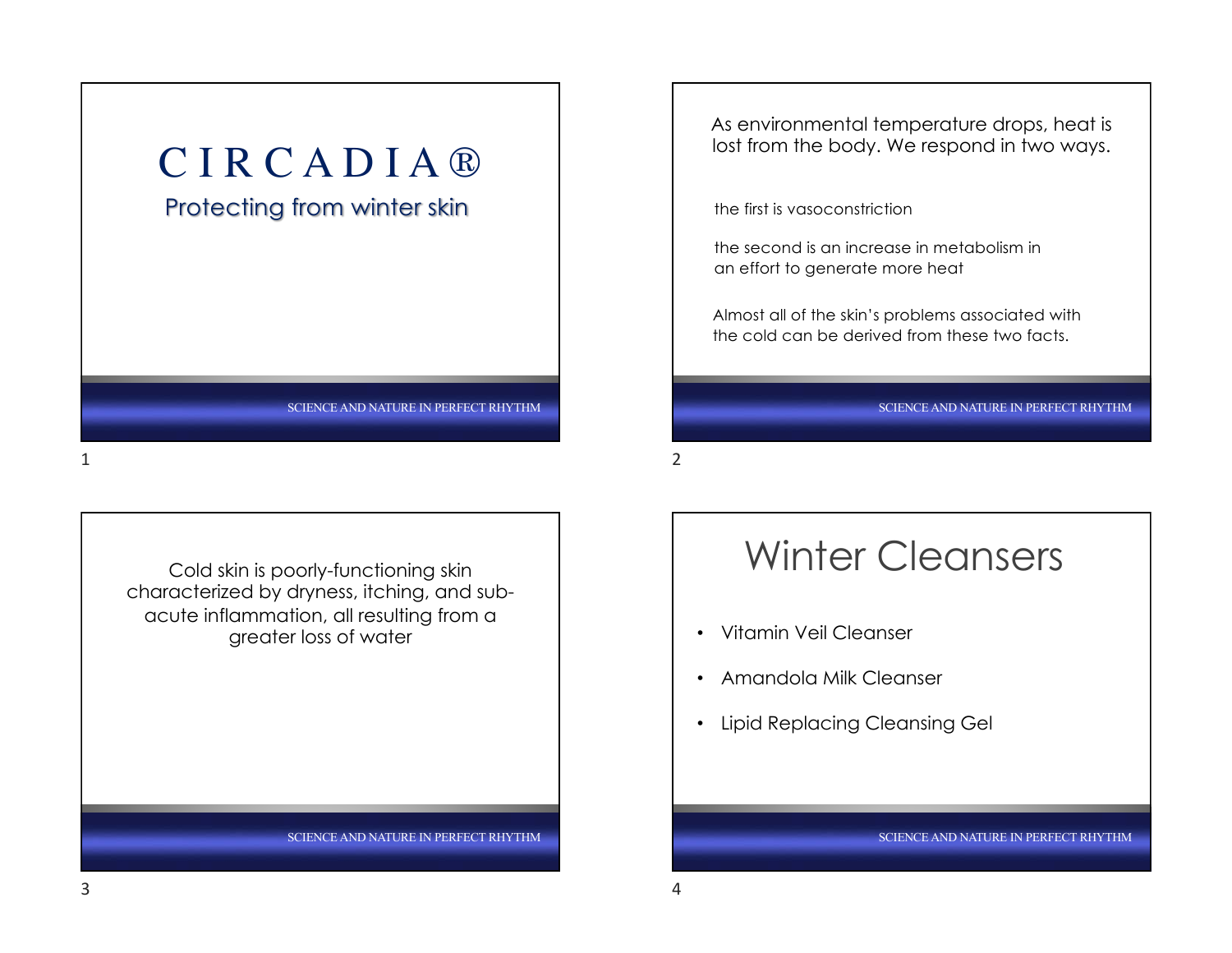# CIRCADIA®

## Protecting from winter skin

SCIENCE AND NATURE IN PERFECT RHYTHM

---

As environmental temperature drops, heat is lost from the body. We respond in two ways.

the first is vasoconstriction

the second is an increase in metabolism in an effort to generate more heat

Almost all of the skin's problems associated with the cold can be derived from these two facts.

SCIENCE AND NATURE IN PERFECT RHYTHM

---

Cold skin is poorly-functioning skin characterized by dryness, itching, and sub-acute inflammation, all resulting from a greater loss of water

SCIENCE AND NATURE IN PERFECT RHYTHM

---

## Winter Cleansers

- Vitamin Veil Cleanser
- Amandola Milk Cleanser
- Lipid Replacing Cleansing Gel

SCIENCE AND NATURE IN PERFECT RHYTHM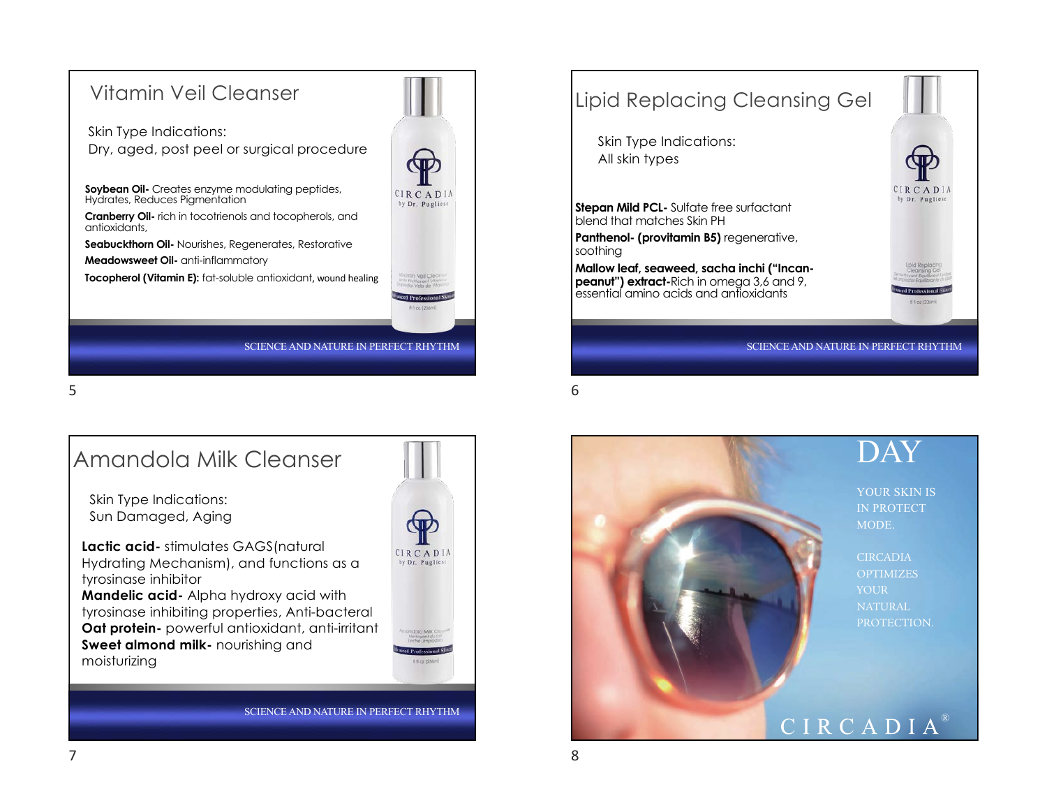## Vitamin Veil Cleanser

Skin Type Indications:
Dry, aged, post peel or surgical procedure

**Soybean Oil-** Creates enzyme modulating peptides, Hydrates, Reduces Pigmentation

**Cranberry Oil-** rich in tocotrienols and tocopherols, and antioxidants,

**Seabuckthorn Oil-** Nourishes, Regenerates, Restorative

**Meadowsweet Oil-** anti-inflammatory

**Tocopherol (Vitamin E):** fat-soluble antioxidant, wound healing

SCIENCE AND NATURE IN PERFECT RHYTHM

## Lipid Replacing Cleansing Gel

Skin Type Indications:
All skin types

**Stepan Mild PCL-** Sulfate free surfactant blend that matches Skin PH

**Panthenol- (provitamin B5)** regenerative, soothing

**Mallow leaf, seaweed, sacha inchi ("Incan-peanut") extract-**Rich in omega 3,6 and 9, essential amino acids and antioxidants

SCIENCE AND NATURE IN PERFECT RHYTHM

## Amandola Milk Cleanser

Skin Type Indications:
Sun Damaged, Aging

**Lactic acid-** stimulates GAGS(natural Hydrating Mechanism), and functions as a tyrosinase inhibitor
**Mandelic acid-** Alpha hydroxy acid with tyrosinase inhibiting properties, Anti-bacteral
**Oat protein-** powerful antioxidant, anti-irritant
**Sweet almond milk-** nourishing and moisturizing

SCIENCE AND NATURE IN PERFECT RHYTHM

## DAY

YOUR SKIN IS IN PROTECT MODE.

CIRCADIA OPTIMIZES YOUR NATURAL PROTECTION.

CIRCADIA®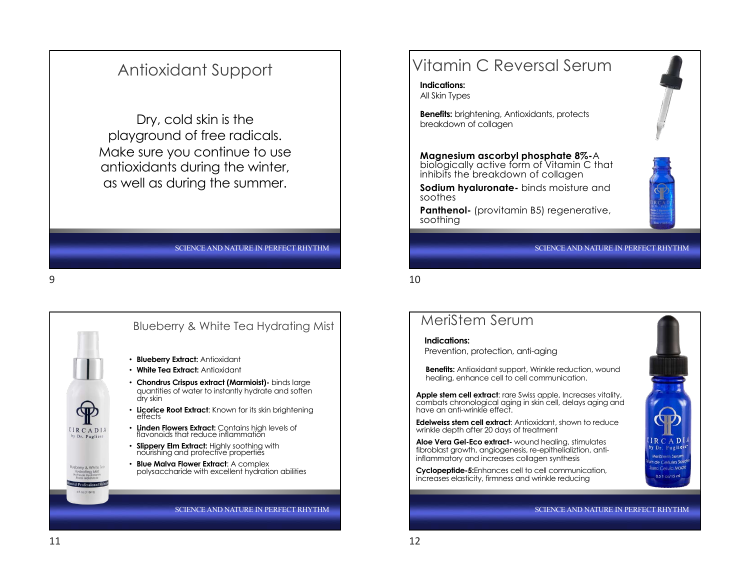## Antioxidant Support

Dry, cold skin is the playground of free radicals. Make sure you continue to use antioxidants during the winter, as well as during the summer.

SCIENCE AND NATURE IN PERFECT RHYTHM

## Vitamin C Reversal Serum

**Indications:**
All Skin Types

**Benefits:** brightening, Antioxidants, protects breakdown of collagen

**Magnesium ascorbyl phosphate 8%-** A biologically active form of Vitamin C that inhibits the breakdown of collagen

**Sodium hyaluronate-** binds moisture and soothes

**Panthenol-** (provitamin B5) regenerative, soothing

SCIENCE AND NATURE IN PERFECT RHYTHM

## Blueberry & White Tea Hydrating Mist

- **Blueberry Extract:** Antioxidant
- **White Tea Extract:** Antioxidant
- **Chondrus Crispus extract (Marmioist)-** binds large quantities of water to instantly hydrate and soften dry skin
- **Licorice Root Extract**: Known for its skin brightening effects
- **Linden Flowers Extract:** Contains high levels of flavonoids that reduce inflammation
- **Slippery Elm Extract:** Highly soothing with nourishing and protective properties
- **Blue Malva Flower Extract**: A complex polysaccharide with excellent hydration abilities

SCIENCE AND NATURE IN PERFECT RHYTHM

## MeriStem Serum

**Indications:**
Prevention, protection, anti-aging

**Benefits:** Antioxidant support, Wrinkle reduction, wound healing, enhance cell to cell communication.

**Apple stem cell extract**: rare Swiss apple, Increases vitality, combats chronological aging in skin cell, delays aging and have an anti-wrinkle effect.

**Edelweiss stem cell extract**: Antioxidant, shown to reduce wrinkle depth after 20 days of treatment

**Aloe Vera Gel-Eco extract-** wound healing, stimulates fibroblast growth, angiogenesis, re-epithelializtion, anti-inflammatory and increases collagen synthesis

**Cyclopeptide-5:** Enhances cell to cell communication, increases elasticity, firmness and wrinkle reducing

SCIENCE AND NATURE IN PERFECT RHYTHM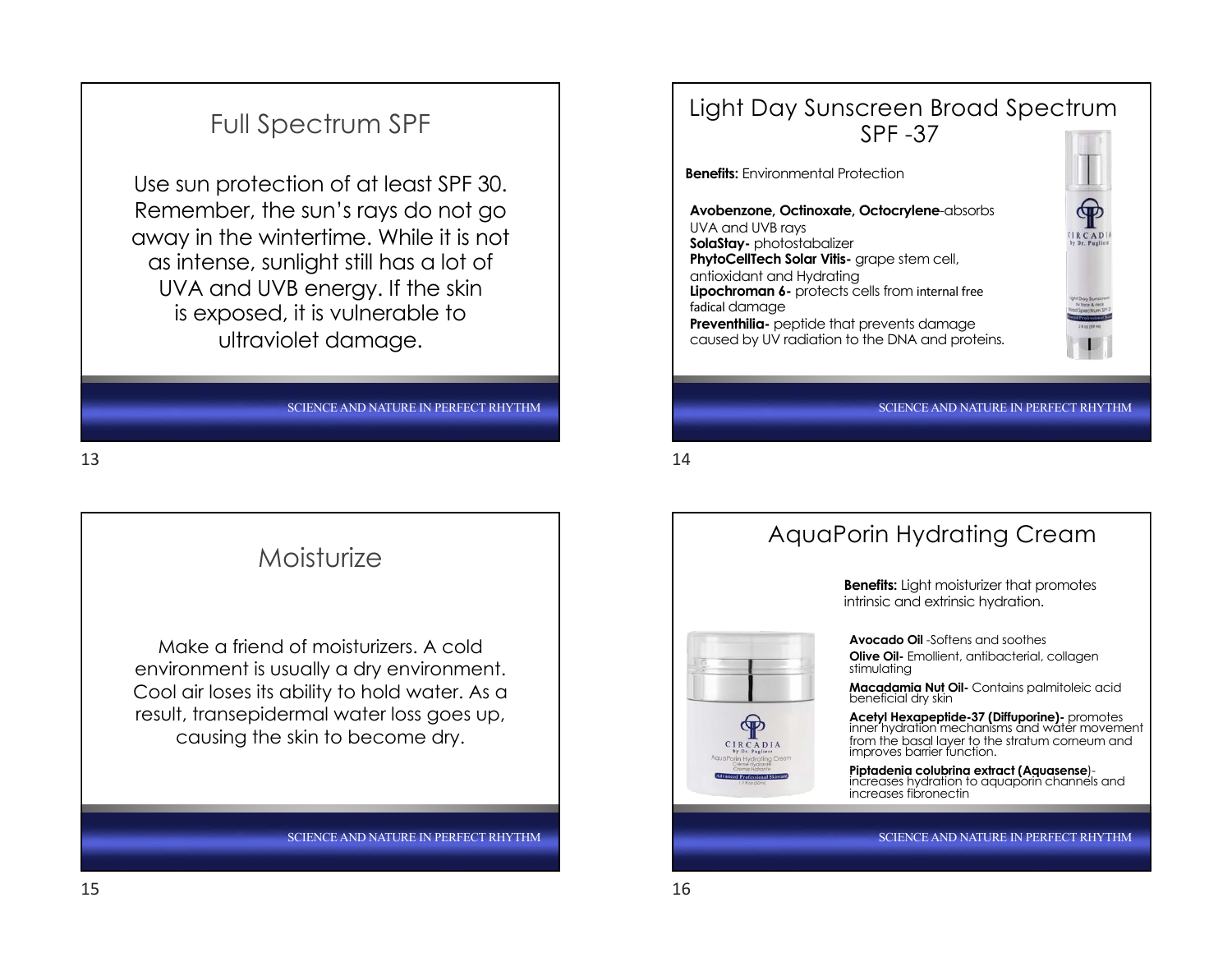## Full Spectrum SPF

Use sun protection of at least SPF 30. Remember, the sun's rays do not go away in the wintertime. While it is not as intense, sunlight still has a lot of UVA and UVB energy. If the skin is exposed, it is vulnerable to ultraviolet damage.

SCIENCE AND NATURE IN PERFECT RHYTHM

## Light Day Sunscreen Broad Spectrum SPF -37

**Benefits:** Environmental Protection

**Avobenzone, Octinoxate, Octocrylene**-absorbs UVA and UVB rays
**SolaStay-** photostabalizer
**PhytoCellTech Solar Vitis-** grape stem cell, antioxidant and Hydrating
**Lipochroman 6-** protects cells from internal free fadical damage
**Preventhilia-** peptide that prevents damage caused by UV radiation to the DNA and proteins.

SCIENCE AND NATURE IN PERFECT RHYTHM

## Moisturize

Make a friend of moisturizers. A cold environment is usually a dry environment. Cool air loses its ability to hold water. As a result, transepidermal water loss goes up, causing the skin to become dry.

SCIENCE AND NATURE IN PERFECT RHYTHM

## AquaPorin Hydrating Cream

**Benefits:** Light moisturizer that promotes intrinsic and extrinsic hydration.

**Avocado Oil** -Softens and soothes
**Olive Oil-** Emollient, antibacterial, collagen stimulating
**Macadamia Nut Oil-** Contains palmitoleic acid beneficial dry skin
**Acetyl Hexapeptide-37 (Diffuporine)-** promotes inner hydration mechanisms and water movement from the basal layer to the stratum corneum and improves barrier function.
**Piptadenia colubrina extract (Aquasense**)- increases hydration to aquaporin channels and increases fibronectin

SCIENCE AND NATURE IN PERFECT RHYTHM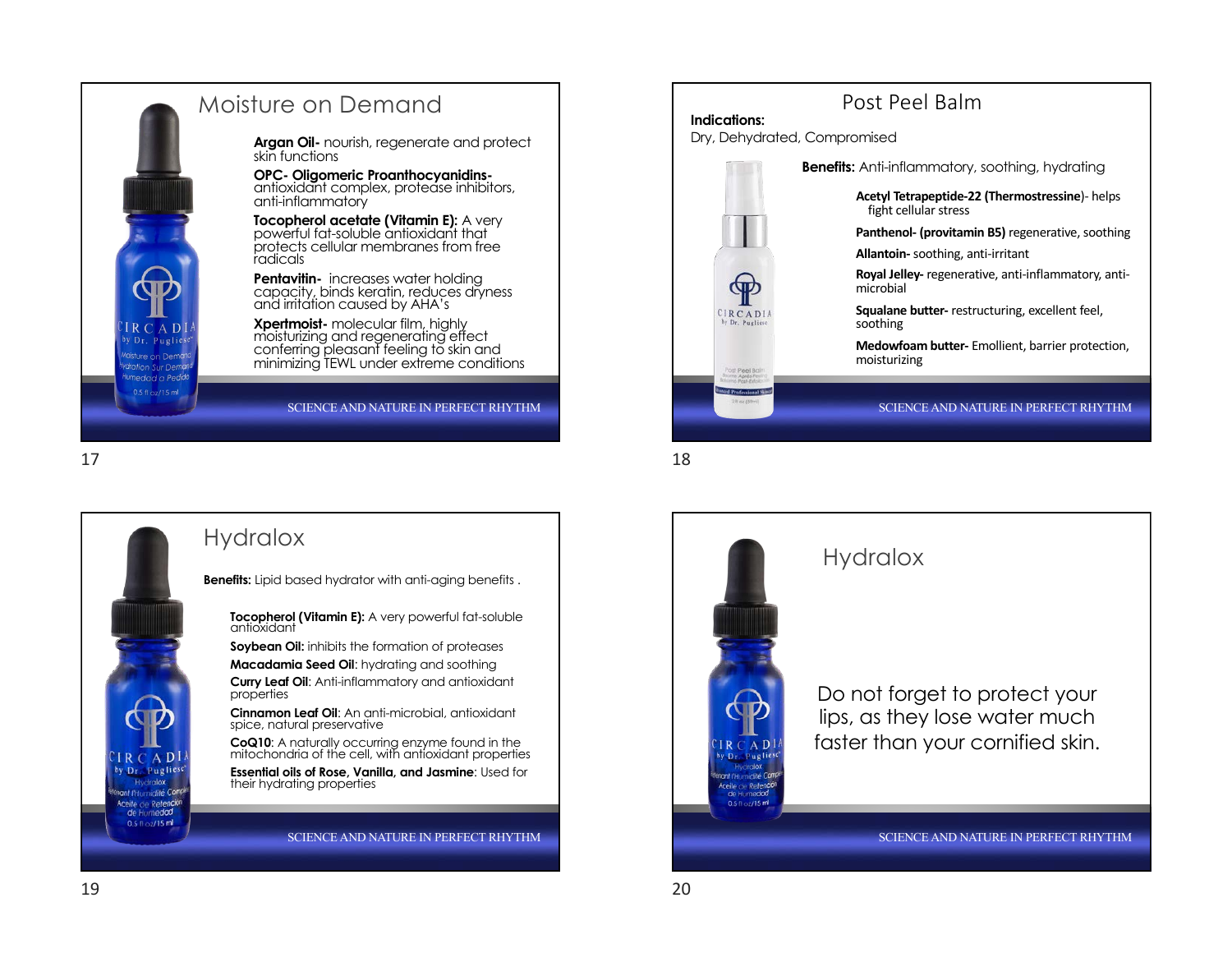## Moisture on Demand

**Argan Oil-** nourish, regenerate and protect skin functions

**OPC- Oligomeric Proanthocyanidins-** antioxidant complex, protease inhibitors, anti-inflammatory

**Tocopherol acetate (Vitamin E):** A very powerful fat-soluble antioxidant that protects cellular membranes from free radicals

**Pentavitin-** increases water holding capacity, binds keratin, reduces dryness and irritation caused by AHA's

**Xpertmoist-** molecular film, highly moisturizing and regenerating effect conferring pleasant feeling to skin and minimizing TEWL under extreme conditions

SCIENCE AND NATURE IN PERFECT RHYTHM

## Post Peel Balm

**Indications:**
Dry, Dehydrated, Compromised

**Benefits:** Anti-inflammatory, soothing, hydrating

**Acetyl Tetrapeptide-22 (Thermostressine)**- helps fight cellular stress

**Panthenol- (provitamin B5)** regenerative, soothing

**Allantoin-** soothing, anti-irritant

**Royal Jelley-** regenerative, anti-inflammatory, anti-microbial

**Squalane butter-** restructuring, excellent feel, soothing

**Medowfoam butter-** Emollient, barrier protection, moisturizing

SCIENCE AND NATURE IN PERFECT RHYTHM

## Hydralox

**Benefits:** Lipid based hydrator with anti-aging benefits .

**Tocopherol (Vitamin E):** A very powerful fat-soluble antioxidant

**Soybean Oil:** inhibits the formation of proteases

**Macadamia Seed Oil**: hydrating and soothing

**Curry Leaf Oil**: Anti-inflammatory and antioxidant properties

**Cinnamon Leaf Oil**: An anti-microbial, antioxidant spice, natural preservative

**CoQ10**: A naturally occurring enzyme found in the mitochondria of the cell, with antioxidant properties

**Essential oils of Rose, Vanilla, and Jasmine**: Used for their hydrating properties

SCIENCE AND NATURE IN PERFECT RHYTHM

## Hydralox

Do not forget to protect your lips, as they lose water much faster than your cornified skin.

SCIENCE AND NATURE IN PERFECT RHYTHM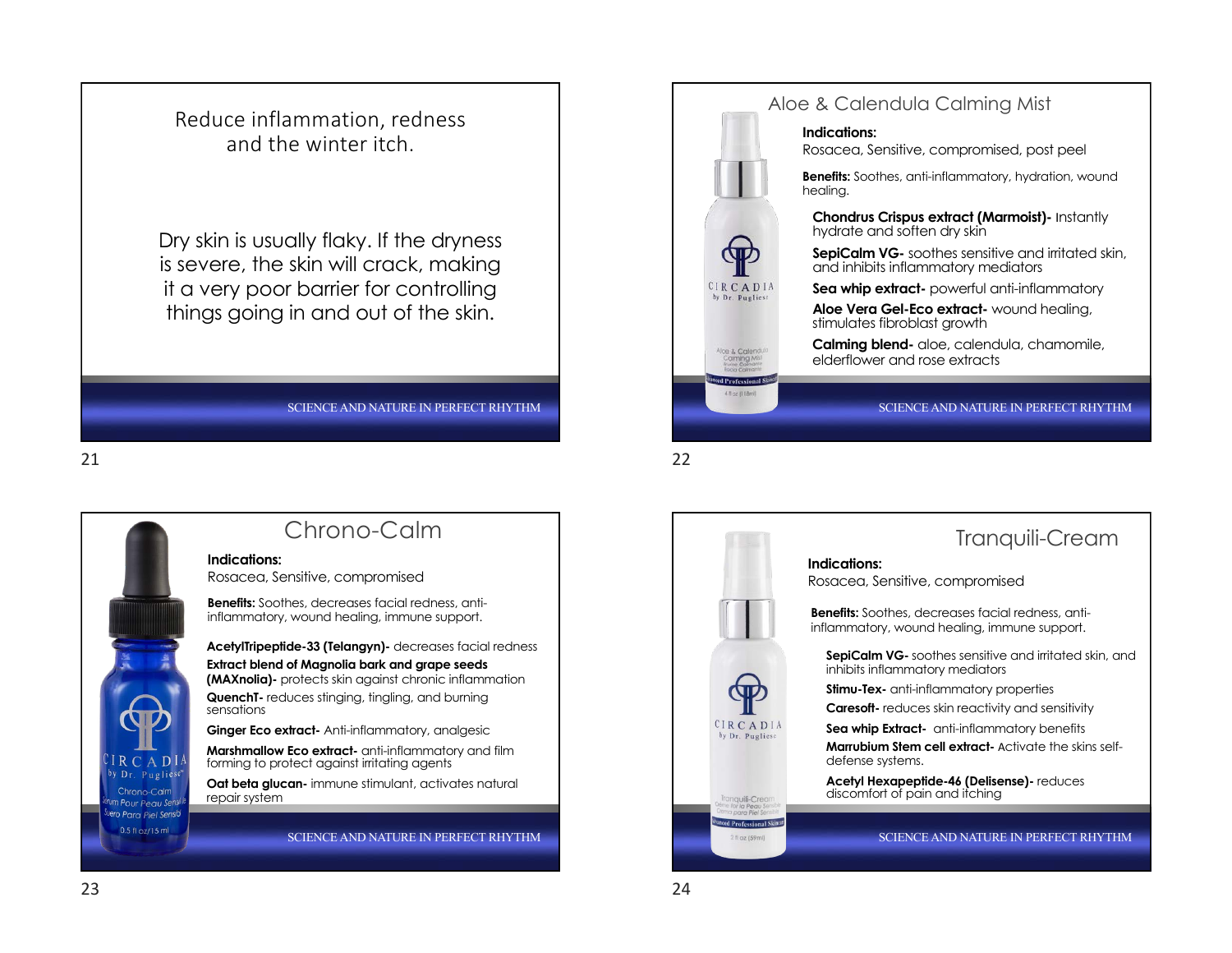Reduce inflammation, redness and the winter itch.

Dry skin is usually flaky. If the dryness is severe, the skin will crack, making it a very poor barrier for controlling things going in and out of the skin.

SCIENCE AND NATURE IN PERFECT RHYTHM

## Aloe & Calendula Calming Mist

**Indications:**
Rosacea, Sensitive, compromised, post peel

**Benefits:** Soothes, anti-inflammatory, hydration, wound healing.

- **Chondrus Crispus extract (Marmoist)-** Instantly hydrate and soften dry skin
- **SepiCalm VG-** soothes sensitive and irritated skin, and inhibits inflammatory mediators
- **Sea whip extract-** powerful anti-inflammatory
- **Aloe Vera Gel-Eco extract-** wound healing, stimulates fibroblast growth
- **Calming blend-** aloe, calendula, chamomile, elderflower and rose extracts

SCIENCE AND NATURE IN PERFECT RHYTHM

## Chrono-Calm

**Indications:**
Rosacea, Sensitive, compromised

**Benefits:** Soothes, decreases facial redness, anti-inflammatory, wound healing, immune support.

- **AcetylTripeptide-33 (Telangyn)-** decreases facial redness
- **Extract blend of Magnolia bark and grape seeds (MAXnolia)-** protects skin against chronic inflammation
- **QuenchT-** reduces stinging, tingling, and burning sensations
- **Ginger Eco extract-** Anti-inflammatory, analgesic
- **Marshmallow Eco extract-** anti-inflammatory and film forming to protect against irritating agents
- **Oat beta glucan-** immune stimulant, activates natural repair system

SCIENCE AND NATURE IN PERFECT RHYTHM

## Tranquili-Cream

**Indications:**
Rosacea, Sensitive, compromised

**Benefits:** Soothes, decreases facial redness, anti-inflammatory, wound healing, immune support.

- **SepiCalm VG-** soothes sensitive and irritated skin, and inhibits inflammatory mediators
- **Stimu-Tex-** anti-inflammatory properties
- **Caresoft-** reduces skin reactivity and sensitivity
- **Sea whip Extract-** anti-inflammatory benefits
- **Marrubium Stem cell extract-** Activate the skins self-defense systems.
- **Acetyl Hexapeptide-46 (Delisense)-** reduces discomfort of pain and itching

SCIENCE AND NATURE IN PERFECT RHYTHM